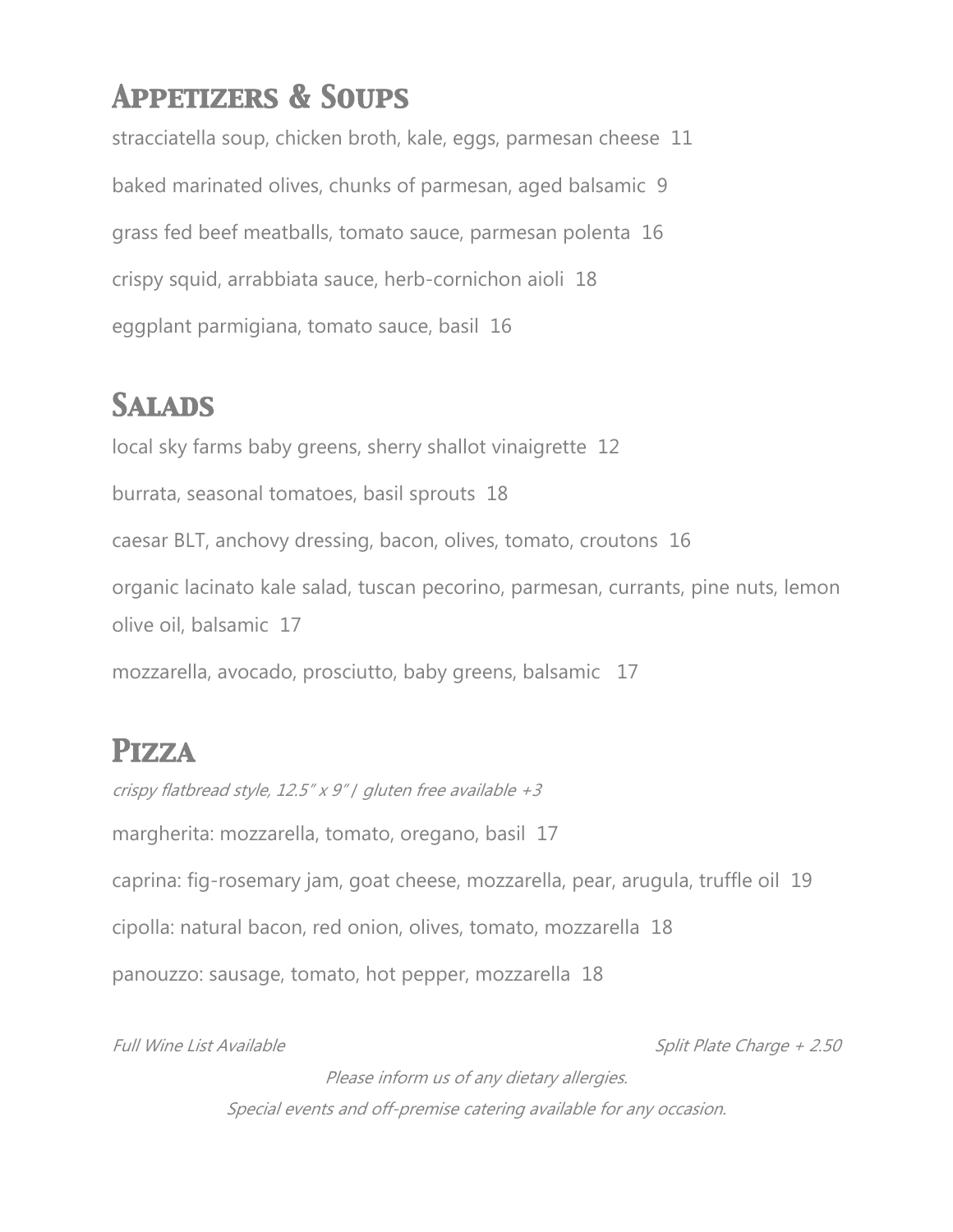## Appetizers & Soups

stracciatella soup, chicken broth, kale, eggs, parmesan cheese 11

baked marinated olives, chunks of parmesan, aged balsamic 9

grass fed beef meatballs, tomato sauce, parmesan polenta 16

crispy squid, arrabbiata sauce, herb-cornichon aioli 18

eggplant parmigiana, tomato sauce, basil 16

## Salads

local sky farms baby greens, sherry shallot vinaigrette 12

burrata, seasonal tomatoes, basil sprouts 18

caesar BLT, anchovy dressing, bacon, olives, tomato, croutons 16

organic lacinato kale salad, tuscan pecorino, parmesan, currants, pine nuts, lemon olive oil, balsamic 17

mozzarella, avocado, prosciutto, baby greens, balsamic 17

## Pizza

*crispy flatbread style, 12.5" x 9" / gluten free available +3*

margherita: mozzarella, tomato, oregano, basil 17

caprina: fig-rosemary jam, goat cheese, mozzarella, pear, arugula, truffle oil 19

cipolla: natural bacon, red onion, olives, tomato, mozzarella 18

panouzzo: sausage, tomato, hot pepper, mozzarella 18

*Full Wine List Available*

*Split Plate Charge + 2.50*

*Please inform us of any dietary allergies.*

*Special events and off-premise catering available for any occasion.*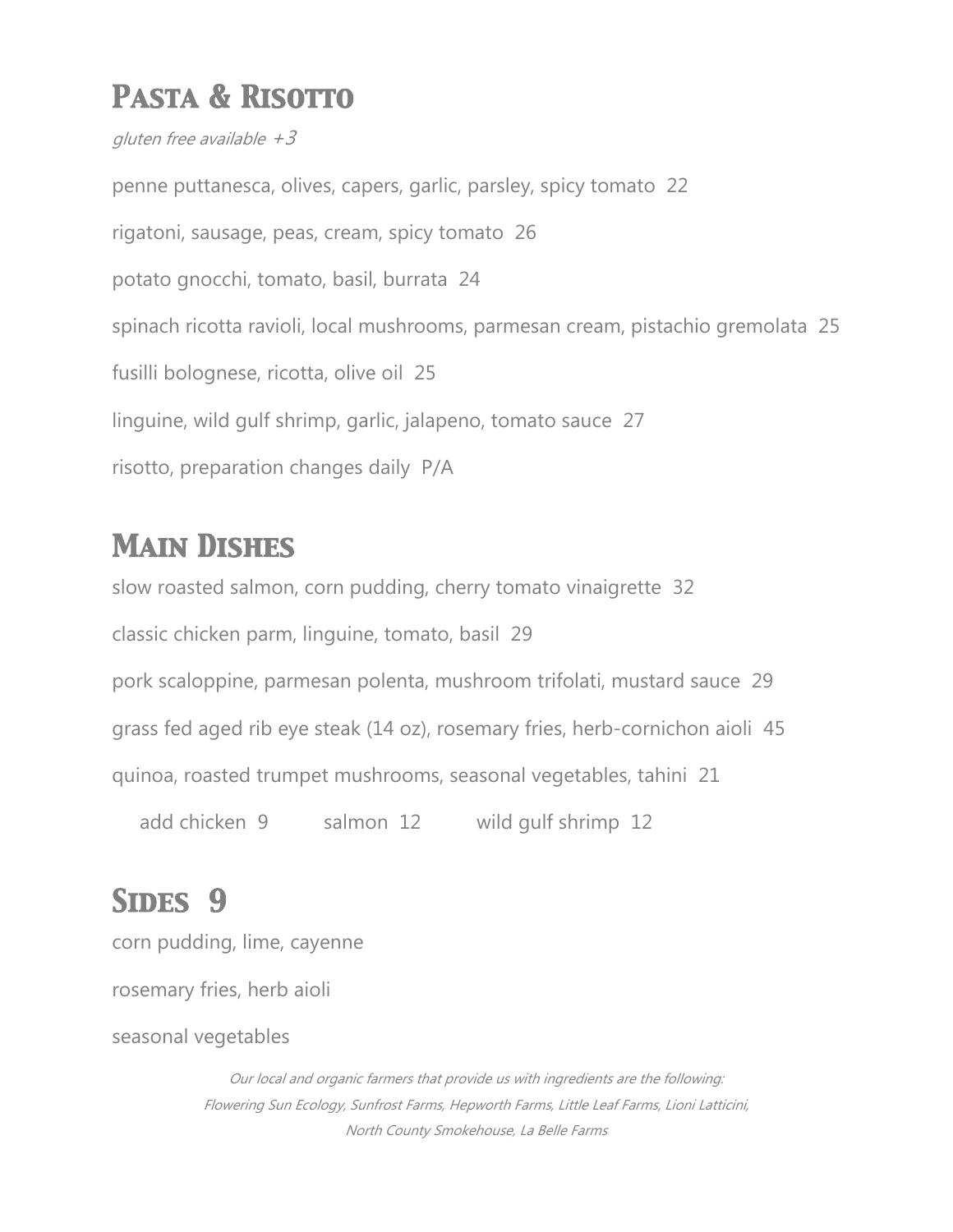## Pasta & Risotto

*gluten free available +3*

penne puttanesca, olives, capers, garlic, parsley, spicy tomato  22

rigatoni, sausage, peas, cream, spicy tomato  26

potato gnocchi, tomato, basil, burrata  24

spinach ricotta ravioli, local mushrooms, parmesan cream, pistachio gremolata  25

fusilli bolognese, ricotta, olive oil  25

linguine, wild gulf shrimp, garlic, jalapeno, tomato sauce  27

risotto, preparation changes daily  P/A

## Main Dishes

slow roasted salmon, corn pudding, cherry tomato vinaigrette  32

classic chicken parm, linguine, tomato, basil  29

pork scaloppine, parmesan polenta, mushroom trifolati, mustard sauce  29

grass fed aged rib eye steak (14 oz), rosemary fries, herb-cornichon aioli  45

quinoa, roasted trumpet mushrooms, seasonal vegetables, tahini  21

add chicken  9    salmon  12    wild gulf shrimp  12

## Sides  9

corn pudding, lime, cayenne

rosemary fries, herb aioli

seasonal vegetables

*Our local and organic farmers that provide us with ingredients are the following:*
*Flowering Sun Ecology, Sunfrost Farms, Hepworth Farms, Little Leaf Farms, Lioni Latticini,*
*North County Smokehouse, La Belle Farms*